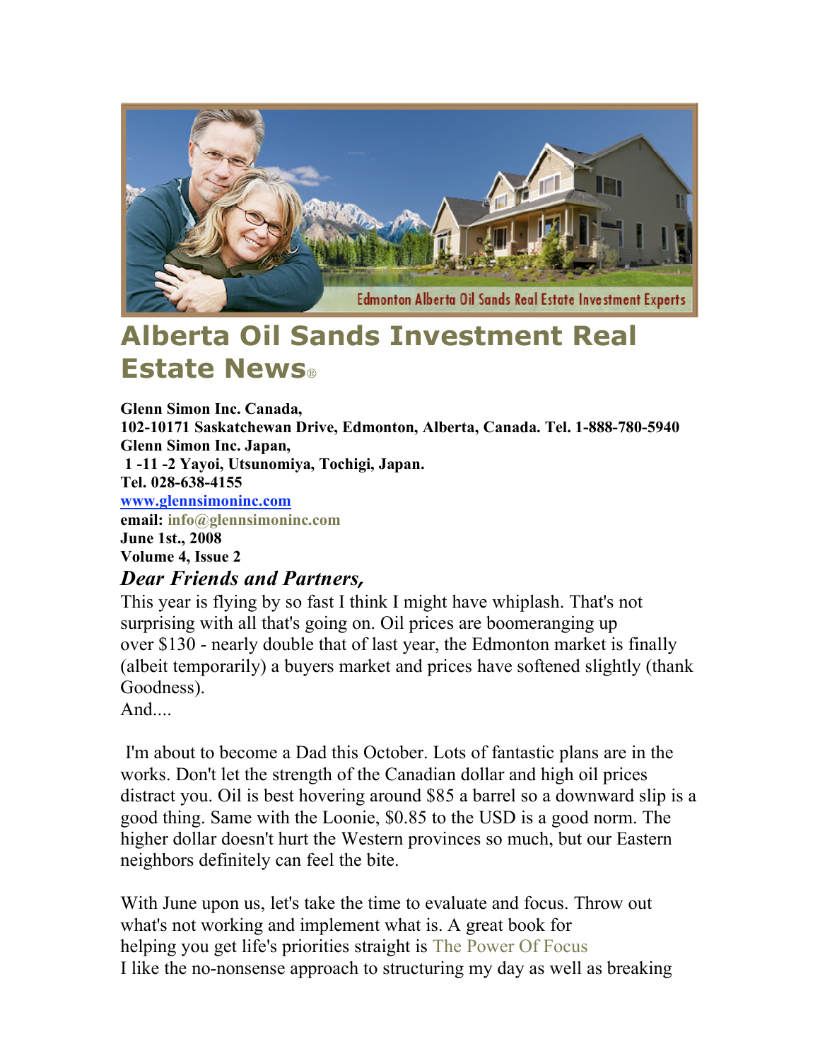# Alberta Oil Sands Investment Real Estate News®

**Glenn Simon Inc. Canada,**
**102-10171 Saskatchewan Drive, Edmonton, Alberta, Canada. Tel. 1-888-780-5940**
**Glenn Simon Inc. Japan,**
**1 -11 -2 Yayoi, Utsunomiya, Tochigi, Japan.**
**Tel. 028-638-4155**
**www.glennsimoninc.com**
**email: info@glennsimoninc.com**
**June 1st., 2008**
**Volume 4, Issue 2**

## *Dear Friends and Partners,*

This year is flying by so fast I think I might have whiplash. That's not surprising with all that's going on. Oil prices are boomeranging up over $130 - nearly double that of last year, the Edmonton market is finally (albeit temporarily) a buyers market and prices have softened slightly (thank Goodness).

And....

I'm about to become a Dad this October. Lots of fantastic plans are in the works. Don't let the strength of the Canadian dollar and high oil prices distract you. Oil is best hovering around $85 a barrel so a downward slip is a good thing. Same with the Loonie, $0.85 to the USD is a good norm. The higher dollar doesn't hurt the Western provinces so much, but our Eastern neighbors definitely can feel the bite.

With June upon us, let's take the time to evaluate and focus. Throw out what's not working and implement what is. A great book for helping you get life's priorities straight is The Power Of Focus
I like the no-nonsense approach to structuring my day as well as breaking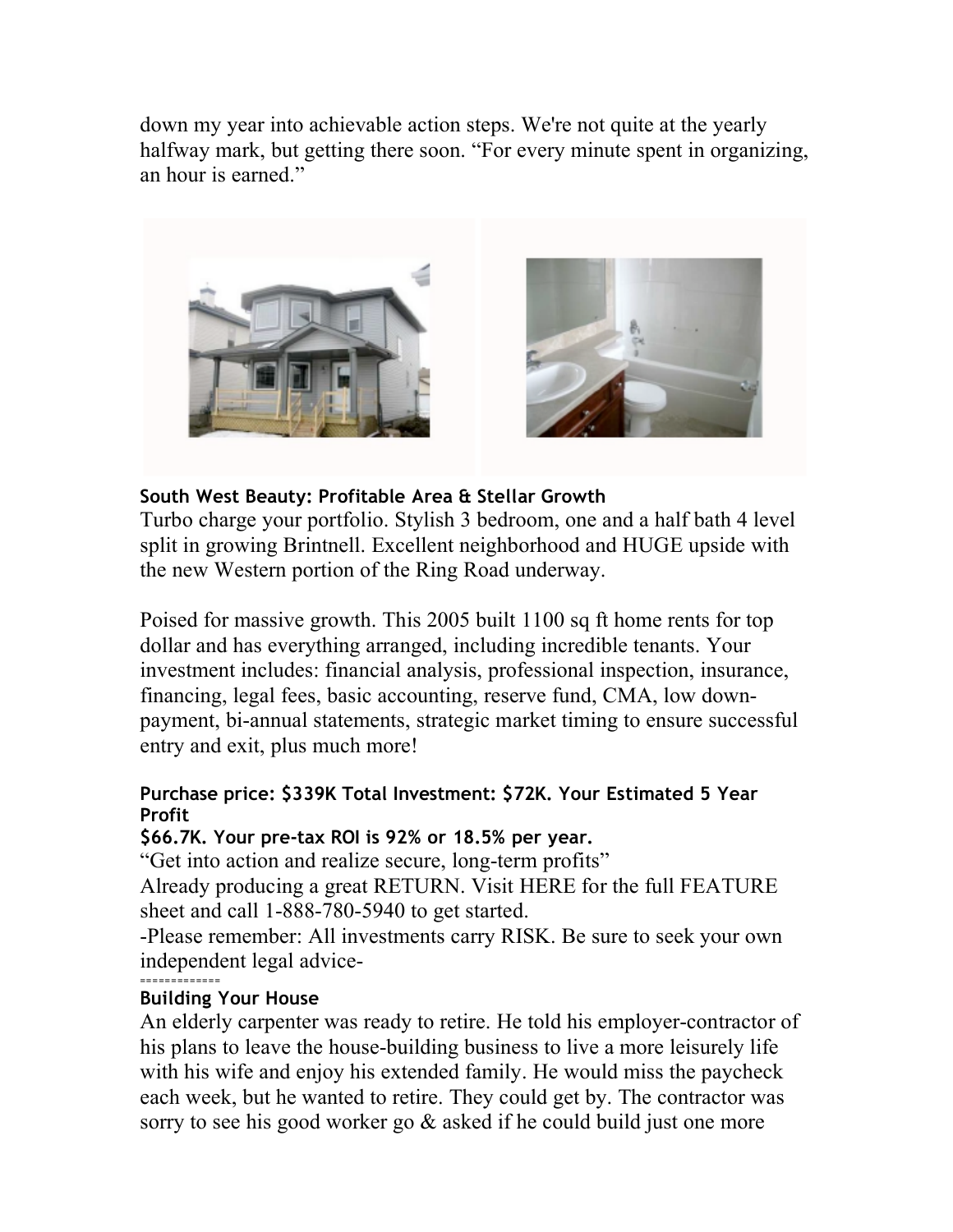down my year into achievable action steps. We're not quite at the yearly halfway mark, but getting there soon. "For every minute spent in organizing, an hour is earned."

**South West Beauty: Profitable Area & Stellar Growth**

Turbo charge your portfolio. Stylish 3 bedroom, one and a half bath 4 level split in growing Brintnell. Excellent neighborhood and HUGE upside with the new Western portion of the Ring Road underway.

Poised for massive growth. This 2005 built 1100 sq ft home rents for top dollar and has everything arranged, including incredible tenants. Your investment includes: financial analysis, professional inspection, insurance, financing, legal fees, basic accounting, reserve fund, CMA, low down-payment, bi-annual statements, strategic market timing to ensure successful entry and exit, plus much more!

**Purchase price: $339K Total Investment: $72K. Your Estimated 5 Year Profit $66.7K. Your pre-tax ROI is 92% or 18.5% per year.**

"Get into action and realize secure, long-term profits"

Already producing a great RETURN. Visit HERE for the full FEATURE sheet and call 1-888-780-5940 to get started.

-Please remember: All investments carry RISK. Be sure to seek your own independent legal advice-

=============

**Building Your House**

An elderly carpenter was ready to retire. He told his employer-contractor of his plans to leave the house-building business to live a more leisurely life with his wife and enjoy his extended family. He would miss the paycheck each week, but he wanted to retire. They could get by. The contractor was sorry to see his good worker go & asked if he could build just one more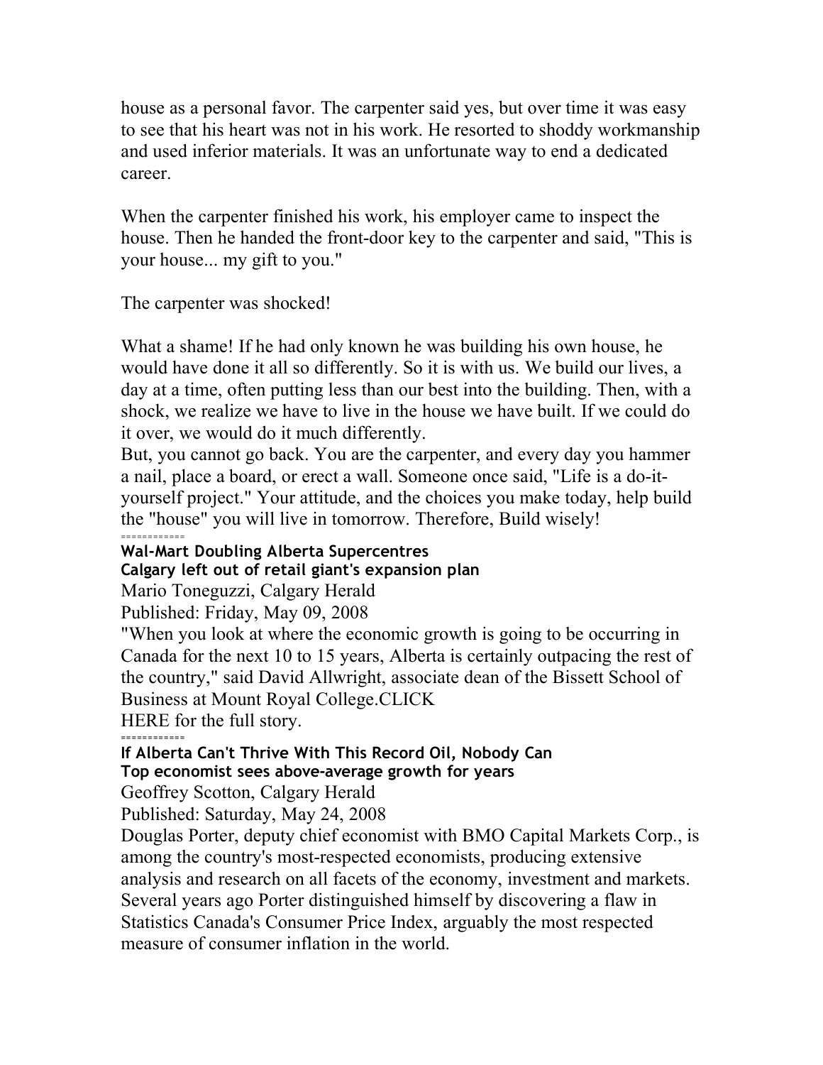house as a personal favor. The carpenter said yes, but over time it was easy to see that his heart was not in his work. He resorted to shoddy workmanship and used inferior materials. It was an unfortunate way to end a dedicated career.

When the carpenter finished his work, his employer came to inspect the house. Then he handed the front-door key to the carpenter and said, "This is your house... my gift to you."

The carpenter was shocked!

What a shame! If he had only known he was building his own house, he would have done it all so differently. So it is with us. We build our lives, a day at a time, often putting less than our best into the building. Then, with a shock, we realize we have to live in the house we have built. If we could do it over, we would do it much differently.
But, you cannot go back. You are the carpenter, and every day you hammer a nail, place a board, or erect a wall. Someone once said, "Life is a do-it-yourself project." Your attitude, and the choices you make today, help build the "house" you will live in tomorrow. Therefore, Build wisely!

============

**Wal-Mart Doubling Alberta Supercentres**
**Calgary left out of retail giant's expansion plan**

Mario Toneguzzi, Calgary Herald
Published: Friday, May 09, 2008
"When you look at where the economic growth is going to be occurring in Canada for the next 10 to 15 years, Alberta is certainly outpacing the rest of the country," said David Allwright, associate dean of the Bissett School of Business at Mount Royal College.CLICK
HERE for the full story.

============

**If Alberta Can't Thrive With This Record Oil, Nobody Can**
**Top economist sees above-average growth for years**

Geoffrey Scotton, Calgary Herald
Published: Saturday, May 24, 2008
Douglas Porter, deputy chief economist with BMO Capital Markets Corp., is among the country's most-respected economists, producing extensive analysis and research on all facets of the economy, investment and markets. Several years ago Porter distinguished himself by discovering a flaw in Statistics Canada's Consumer Price Index, arguably the most respected measure of consumer inflation in the world.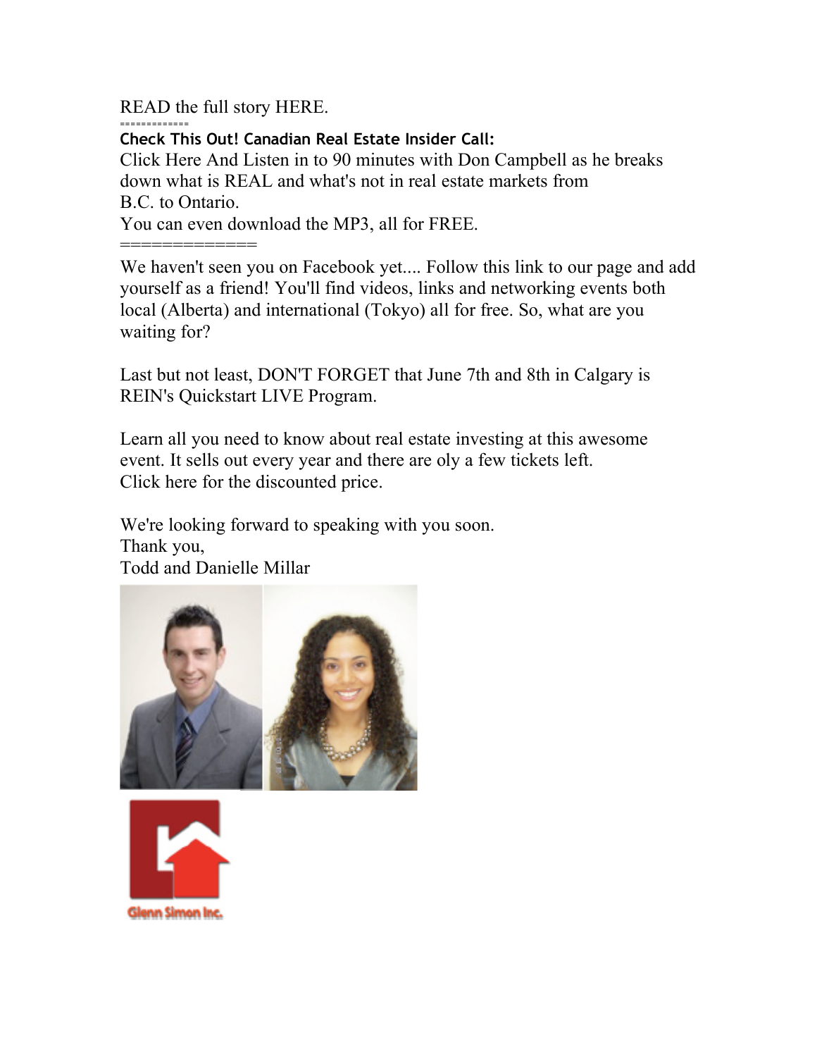READ the full story HERE.

=============

**Check This Out! Canadian Real Estate Insider Call:**

Click Here And Listen in to 90 minutes with Don Campbell as he breaks down what is REAL and what's not in real estate markets from B.C. to Ontario.

You can even download the MP3, all for FREE.

=============

We haven't seen you on Facebook yet.... Follow this link to our page and add yourself as a friend! You'll find videos, links and networking events both local (Alberta) and international (Tokyo) all for free. So, what are you waiting for?

Last but not least, DON'T FORGET that June 7th and 8th in Calgary is REIN's Quickstart LIVE Program.

Learn all you need to know about real estate investing at this awesome event. It sells out every year and there are oly a few tickets left. Click here for the discounted price.

We're looking forward to speaking with you soon.

Thank you,

Todd and Danielle Millar

Glenn Simon Inc.